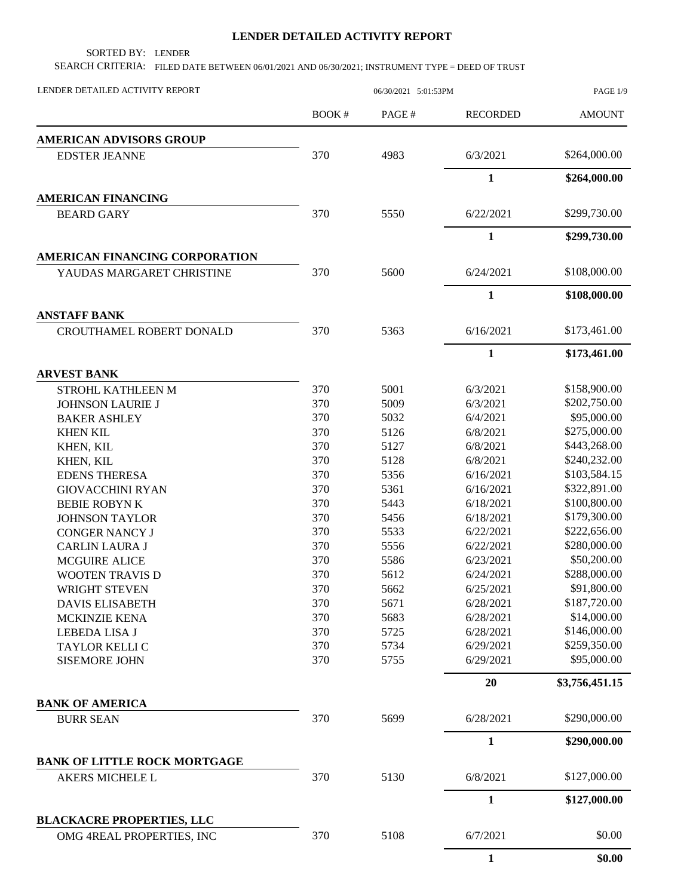# LENDER DETAILED ACTIVITY REPORT

SORTED BY: LENDER

SEARCH CRITERIA: FILED DATE BETWEEN 06/01/2021 AND 06/30/2021; INSTRUMENT TYPE = DEED OF TRUST

LENDER DETAILED ACTIVITY REPORT — 06/30/2021 5:01:53PM

| | BOOK # | PAGE # | RECORDED | AMOUNT |
|---|---|---|---|---|
| **AMERICAN ADVISORS GROUP** | | | | |
| EDSTER JEANNE | 370 | 4983 | 6/3/2021 | $264,000.00 |
| | | | **1** | **$264,000.00** |
| **AMERICAN FINANCING** | | | | |
| BEARD GARY | 370 | 5550 | 6/22/2021 | $299,730.00 |
| | | | **1** | **$299,730.00** |
| **AMERICAN FINANCING CORPORATION** | | | | |
| YAUDAS MARGARET CHRISTINE | 370 | 5600 | 6/24/2021 | $108,000.00 |
| | | | **1** | **$108,000.00** |
| **ANSTAFF BANK** | | | | |
| CROUTHAMEL ROBERT DONALD | 370 | 5363 | 6/16/2021 | $173,461.00 |
| | | | **1** | **$173,461.00** |
| **ARVEST BANK** | | | | |
| STROHL KATHLEEN M | 370 | 5001 | 6/3/2021 | $158,900.00 |
| JOHNSON LAURIE J | 370 | 5009 | 6/3/2021 | $202,750.00 |
| BAKER ASHLEY | 370 | 5032 | 6/4/2021 | $95,000.00 |
| KHEN KIL | 370 | 5126 | 6/8/2021 | $275,000.00 |
| KHEN, KIL | 370 | 5127 | 6/8/2021 | $443,268.00 |
| KHEN, KIL | 370 | 5128 | 6/8/2021 | $240,232.00 |
| EDENS THERESA | 370 | 5356 | 6/16/2021 | $103,584.15 |
| GIOVACCHINI RYAN | 370 | 5361 | 6/16/2021 | $322,891.00 |
| BEBIE ROBYN K | 370 | 5443 | 6/18/2021 | $100,800.00 |
| JOHNSON TAYLOR | 370 | 5456 | 6/18/2021 | $179,300.00 |
| CONGER NANCY J | 370 | 5533 | 6/22/2021 | $222,656.00 |
| CARLIN LAURA J | 370 | 5556 | 6/22/2021 | $280,000.00 |
| MCGUIRE ALICE | 370 | 5586 | 6/23/2021 | $50,200.00 |
| WOOTEN TRAVIS D | 370 | 5612 | 6/24/2021 | $288,000.00 |
| WRIGHT STEVEN | 370 | 5662 | 6/25/2021 | $91,800.00 |
| DAVIS ELISABETH | 370 | 5671 | 6/28/2021 | $187,720.00 |
| MCKINZIE KENA | 370 | 5683 | 6/28/2021 | $14,000.00 |
| LEBEDA LISA J | 370 | 5725 | 6/28/2021 | $146,000.00 |
| TAYLOR KELLI C | 370 | 5734 | 6/29/2021 | $259,350.00 |
| SISEMORE JOHN | 370 | 5755 | 6/29/2021 | $95,000.00 |
| | | | **20** | **$3,756,451.15** |
| **BANK OF AMERICA** | | | | |
| BURR SEAN | 370 | 5699 | 6/28/2021 | $290,000.00 |
| | | | **1** | **$290,000.00** |
| **BANK OF LITTLE ROCK MORTGAGE** | | | | |
| AKERS MICHELE L | 370 | 5130 | 6/8/2021 | $127,000.00 |
| | | | **1** | **$127,000.00** |
| **BLACKACRE PROPERTIES, LLC** | | | | |
| OMG 4REAL PROPERTIES, INC | 370 | 5108 | 6/7/2021 | $0.00 |
| | | | **1** | **$0.00** |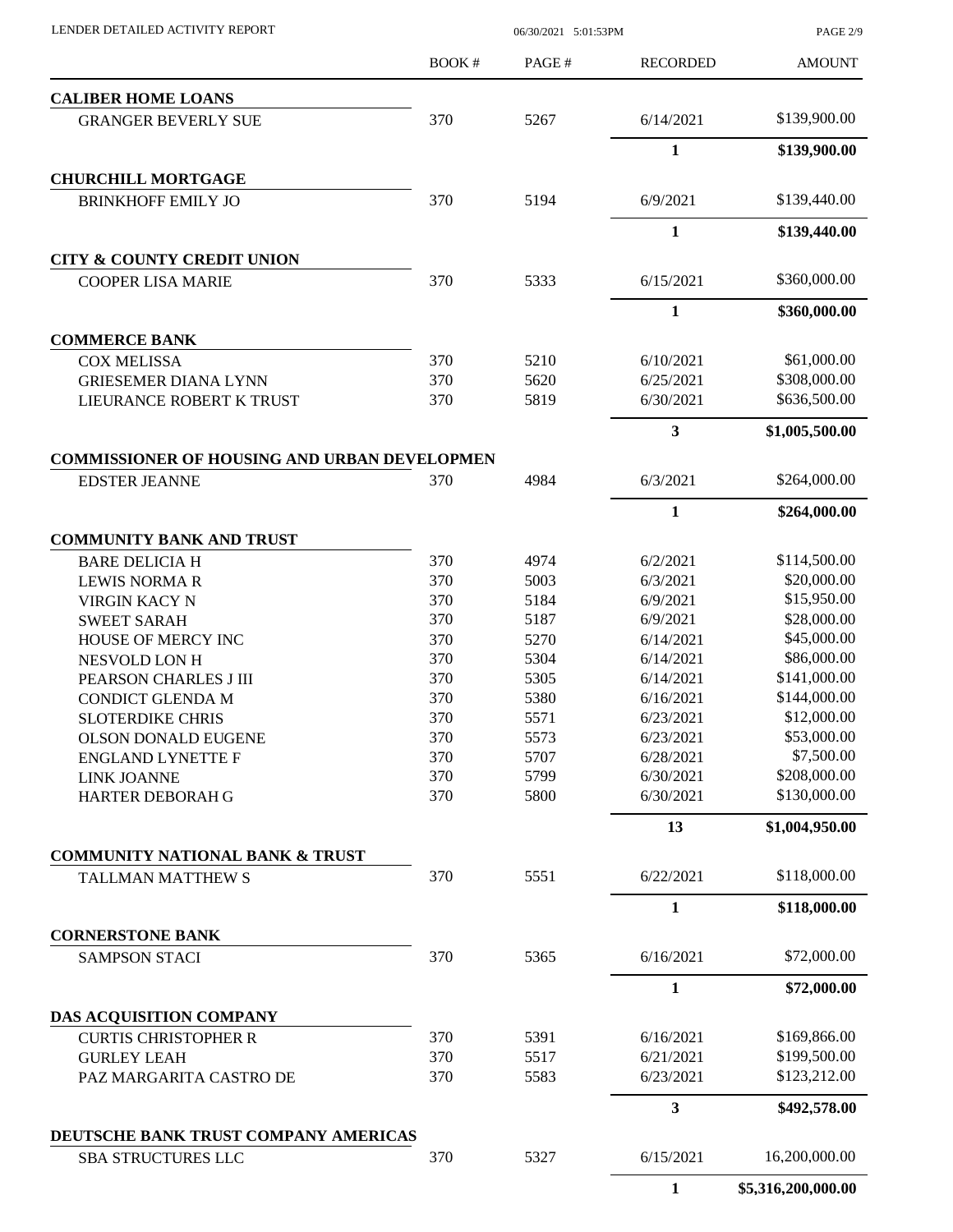| | BOOK # | PAGE # | RECORDED | AMOUNT |
|---|---|---|---|---|
| **CALIBER HOME LOANS** | | | | |
| GRANGER BEVERLY SUE | 370 | 5267 | 6/14/2021 | $139,900.00 |
| | | | **1** | **$139,900.00** |
| **CHURCHILL MORTGAGE** | | | | |
| BRINKHOFF EMILY JO | 370 | 5194 | 6/9/2021 | $139,440.00 |
| | | | **1** | **$139,440.00** |
| **CITY & COUNTY CREDIT UNION** | | | | |
| COOPER LISA MARIE | 370 | 5333 | 6/15/2021 | $360,000.00 |
| | | | **1** | **$360,000.00** |
| **COMMERCE BANK** | | | | |
| COX MELISSA | 370 | 5210 | 6/10/2021 | $61,000.00 |
| GRIESEMER DIANA LYNN | 370 | 5620 | 6/25/2021 | $308,000.00 |
| LIEURANCE ROBERT K TRUST | 370 | 5819 | 6/30/2021 | $636,500.00 |
| | | | **3** | **$1,005,500.00** |
| **COMMISSIONER OF HOUSING AND URBAN DEVELOPMEN** | | | | |
| EDSTER JEANNE | 370 | 4984 | 6/3/2021 | $264,000.00 |
| | | | **1** | **$264,000.00** |
| **COMMUNITY BANK AND TRUST** | | | | |
| BARE DELICIA H | 370 | 4974 | 6/2/2021 | $114,500.00 |
| LEWIS NORMA R | 370 | 5003 | 6/3/2021 | $20,000.00 |
| VIRGIN KACY N | 370 | 5184 | 6/9/2021 | $15,950.00 |
| SWEET SARAH | 370 | 5187 | 6/9/2021 | $28,000.00 |
| HOUSE OF MERCY INC | 370 | 5270 | 6/14/2021 | $45,000.00 |
| NESVOLD LON H | 370 | 5304 | 6/14/2021 | $86,000.00 |
| PEARSON CHARLES J III | 370 | 5305 | 6/14/2021 | $141,000.00 |
| CONDICT GLENDA M | 370 | 5380 | 6/16/2021 | $144,000.00 |
| SLOTERDIKE CHRIS | 370 | 5571 | 6/23/2021 | $12,000.00 |
| OLSON DONALD EUGENE | 370 | 5573 | 6/23/2021 | $53,000.00 |
| ENGLAND LYNETTE F | 370 | 5707 | 6/28/2021 | $7,500.00 |
| LINK JOANNE | 370 | 5799 | 6/30/2021 | $208,000.00 |
| HARTER DEBORAH G | 370 | 5800 | 6/30/2021 | $130,000.00 |
| | | | **13** | **$1,004,950.00** |
| **COMMUNITY NATIONAL BANK & TRUST** | | | | |
| TALLMAN MATTHEW S | 370 | 5551 | 6/22/2021 | $118,000.00 |
| | | | **1** | **$118,000.00** |
| **CORNERSTONE BANK** | | | | |
| SAMPSON STACI | 370 | 5365 | 6/16/2021 | $72,000.00 |
| | | | **1** | **$72,000.00** |
| **DAS ACQUISITION COMPANY** | | | | |
| CURTIS CHRISTOPHER R | 370 | 5391 | 6/16/2021 | $169,866.00 |
| GURLEY LEAH | 370 | 5517 | 6/21/2021 | $199,500.00 |
| PAZ MARGARITA CASTRO DE | 370 | 5583 | 6/23/2021 | $123,212.00 |
| | | | **3** | **$492,578.00** |
| **DEUTSCHE BANK TRUST COMPANY AMERICAS** | | | | |
| SBA STRUCTURES LLC | 370 | 5327 | 6/15/2021 | 16,200,000.00 |
| | | | **1** | **$5,316,200,000.00** |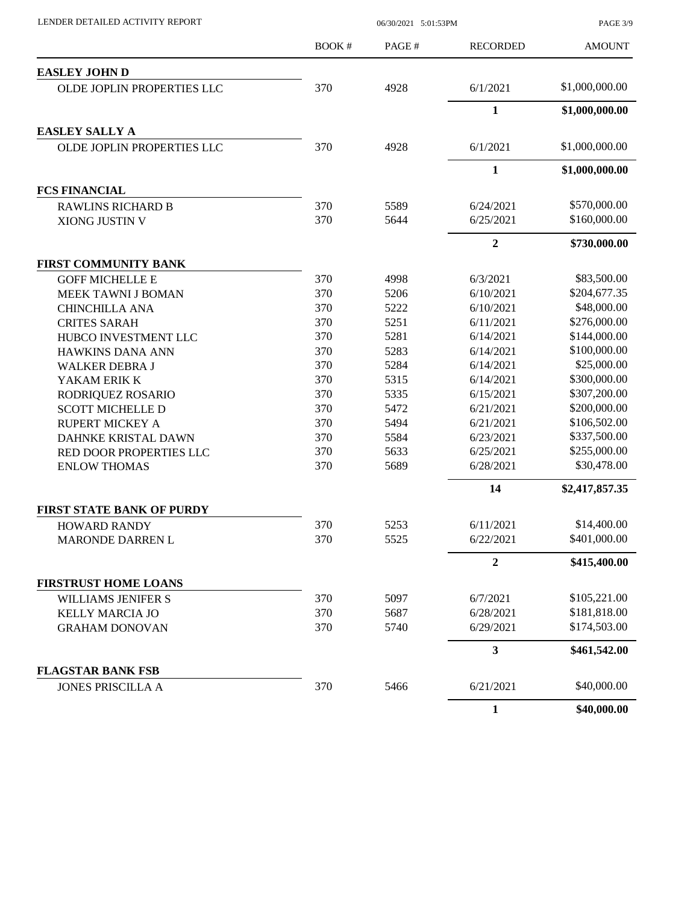| | BOOK # | PAGE # | RECORDED | AMOUNT |
|---|---|---|---|---|
| **EASLEY JOHN D** | | | | |
| OLDE JOPLIN PROPERTIES LLC | 370 | 4928 | 6/1/2021 | \$1,000,000.00 |
| | | | **1** | **\$1,000,000.00** |
| **EASLEY SALLY A** | | | | |
| OLDE JOPLIN PROPERTIES LLC | 370 | 4928 | 6/1/2021 | \$1,000,000.00 |
| | | | **1** | **\$1,000,000.00** |
| **FCS FINANCIAL** | | | | |
| RAWLINS RICHARD B | 370 | 5589 | 6/24/2021 | \$570,000.00 |
| XIONG JUSTIN V | 370 | 5644 | 6/25/2021 | \$160,000.00 |
| | | | **2** | **\$730,000.00** |
| **FIRST COMMUNITY BANK** | | | | |
| GOFF MICHELLE E | 370 | 4998 | 6/3/2021 | \$83,500.00 |
| MEEK TAWNI J BOMAN | 370 | 5206 | 6/10/2021 | \$204,677.35 |
| CHINCHILLA ANA | 370 | 5222 | 6/10/2021 | \$48,000.00 |
| CRITES SARAH | 370 | 5251 | 6/11/2021 | \$276,000.00 |
| HUBCO INVESTMENT LLC | 370 | 5281 | 6/14/2021 | \$144,000.00 |
| HAWKINS DANA ANN | 370 | 5283 | 6/14/2021 | \$100,000.00 |
| WALKER DEBRA J | 370 | 5284 | 6/14/2021 | \$25,000.00 |
| YAKAM ERIK K | 370 | 5315 | 6/14/2021 | \$300,000.00 |
| RODRIQUEZ ROSARIO | 370 | 5335 | 6/15/2021 | \$307,200.00 |
| SCOTT MICHELLE D | 370 | 5472 | 6/21/2021 | \$200,000.00 |
| RUPERT MICKEY A | 370 | 5494 | 6/21/2021 | \$106,502.00 |
| DAHNKE KRISTAL DAWN | 370 | 5584 | 6/23/2021 | \$337,500.00 |
| RED DOOR PROPERTIES LLC | 370 | 5633 | 6/25/2021 | \$255,000.00 |
| ENLOW THOMAS | 370 | 5689 | 6/28/2021 | \$30,478.00 |
| | | | **14** | **\$2,417,857.35** |
| **FIRST STATE BANK OF PURDY** | | | | |
| HOWARD RANDY | 370 | 5253 | 6/11/2021 | \$14,400.00 |
| MARONDE DARREN L | 370 | 5525 | 6/22/2021 | \$401,000.00 |
| | | | **2** | **\$415,400.00** |
| **FIRSTRUST HOME LOANS** | | | | |
| WILLIAMS JENIFER S | 370 | 5097 | 6/7/2021 | \$105,221.00 |
| KELLY MARCIA JO | 370 | 5687 | 6/28/2021 | \$181,818.00 |
| GRAHAM DONOVAN | 370 | 5740 | 6/29/2021 | \$174,503.00 |
| | | | **3** | **\$461,542.00** |
| **FLAGSTAR BANK FSB** | | | | |
| JONES PRISCILLA A | 370 | 5466 | 6/21/2021 | \$40,000.00 |
| | | | **1** | **\$40,000.00** |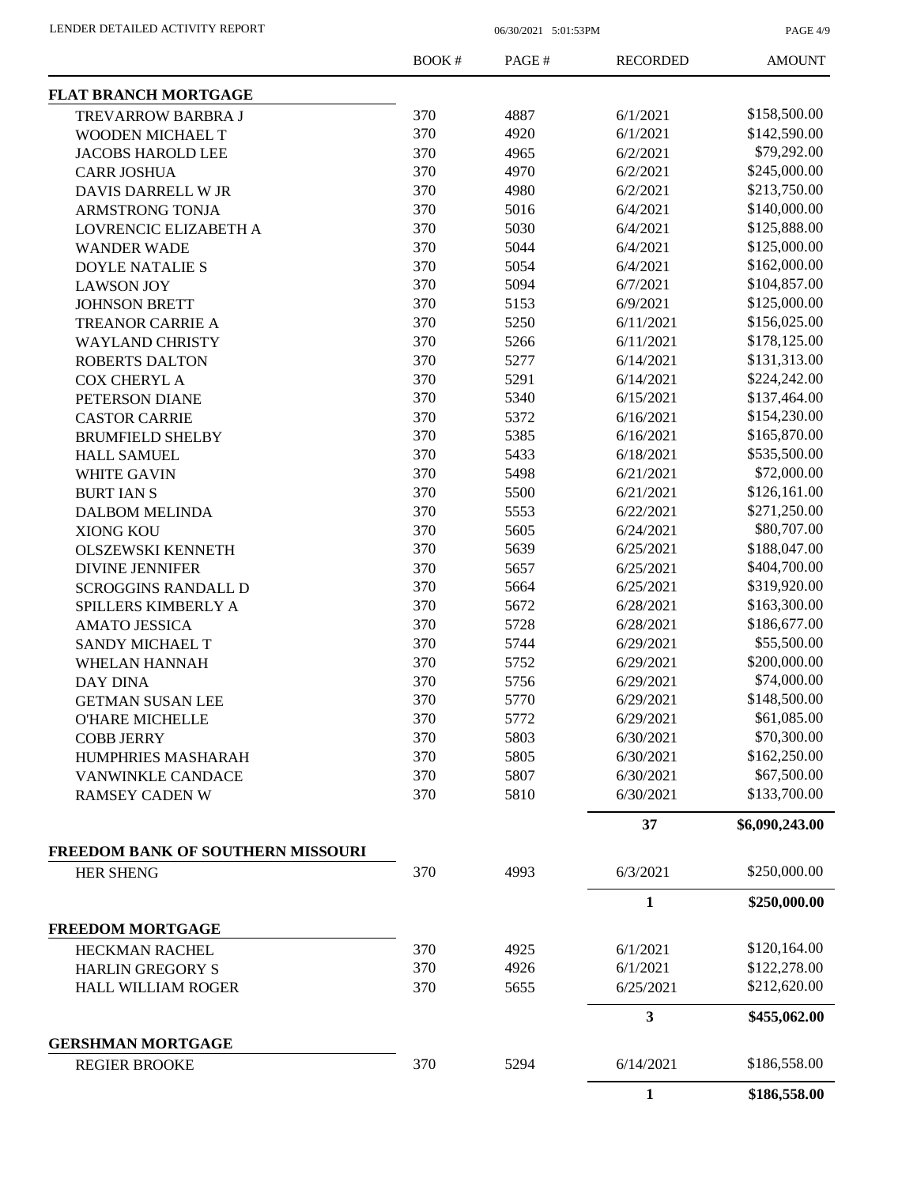| | BOOK # | PAGE # | RECORDED | AMOUNT |
|---|---|---|---|---|
| **FLAT BRANCH MORTGAGE** | | | | |
| TREVARROW BARBRA J | 370 | 4887 | 6/1/2021 | $158,500.00 |
| WOODEN MICHAEL T | 370 | 4920 | 6/1/2021 | $142,590.00 |
| JACOBS HAROLD LEE | 370 | 4965 | 6/2/2021 | $79,292.00 |
| CARR JOSHUA | 370 | 4970 | 6/2/2021 | $245,000.00 |
| DAVIS DARRELL W JR | 370 | 4980 | 6/2/2021 | $213,750.00 |
| ARMSTRONG TONJA | 370 | 5016 | 6/4/2021 | $140,000.00 |
| LOVRENCIC ELIZABETH A | 370 | 5030 | 6/4/2021 | $125,888.00 |
| WANDER WADE | 370 | 5044 | 6/4/2021 | $125,000.00 |
| DOYLE NATALIE S | 370 | 5054 | 6/4/2021 | $162,000.00 |
| LAWSON JOY | 370 | 5094 | 6/7/2021 | $104,857.00 |
| JOHNSON BRETT | 370 | 5153 | 6/9/2021 | $125,000.00 |
| TREANOR CARRIE A | 370 | 5250 | 6/11/2021 | $156,025.00 |
| WAYLAND CHRISTY | 370 | 5266 | 6/11/2021 | $178,125.00 |
| ROBERTS DALTON | 370 | 5277 | 6/14/2021 | $131,313.00 |
| COX CHERYL A | 370 | 5291 | 6/14/2021 | $224,242.00 |
| PETERSON DIANE | 370 | 5340 | 6/15/2021 | $137,464.00 |
| CASTOR CARRIE | 370 | 5372 | 6/16/2021 | $154,230.00 |
| BRUMFIELD SHELBY | 370 | 5385 | 6/16/2021 | $165,870.00 |
| HALL SAMUEL | 370 | 5433 | 6/18/2021 | $535,500.00 |
| WHITE GAVIN | 370 | 5498 | 6/21/2021 | $72,000.00 |
| BURT IAN S | 370 | 5500 | 6/21/2021 | $126,161.00 |
| DALBOM MELINDA | 370 | 5553 | 6/22/2021 | $271,250.00 |
| XIONG KOU | 370 | 5605 | 6/24/2021 | $80,707.00 |
| OLSZEWSKI KENNETH | 370 | 5639 | 6/25/2021 | $188,047.00 |
| DIVINE JENNIFER | 370 | 5657 | 6/25/2021 | $404,700.00 |
| SCROGGINS RANDALL D | 370 | 5664 | 6/25/2021 | $319,920.00 |
| SPILLERS KIMBERLY A | 370 | 5672 | 6/28/2021 | $163,300.00 |
| AMATO JESSICA | 370 | 5728 | 6/28/2021 | $186,677.00 |
| SANDY MICHAEL T | 370 | 5744 | 6/29/2021 | $55,500.00 |
| WHELAN HANNAH | 370 | 5752 | 6/29/2021 | $200,000.00 |
| DAY DINA | 370 | 5756 | 6/29/2021 | $74,000.00 |
| GETMAN SUSAN LEE | 370 | 5770 | 6/29/2021 | $148,500.00 |
| O'HARE MICHELLE | 370 | 5772 | 6/29/2021 | $61,085.00 |
| COBB JERRY | 370 | 5803 | 6/30/2021 | $70,300.00 |
| HUMPHRIES MASHARAH | 370 | 5805 | 6/30/2021 | $162,250.00 |
| VANWINKLE CANDACE | 370 | 5807 | 6/30/2021 | $67,500.00 |
| RAMSEY CADEN W | 370 | 5810 | 6/30/2021 | $133,700.00 |
| | | | **37** | **$6,090,243.00** |
| **FREEDOM BANK OF SOUTHERN MISSOURI** | | | | |
| HER SHENG | 370 | 4993 | 6/3/2021 | $250,000.00 |
| | | | **1** | **$250,000.00** |
| **FREEDOM MORTGAGE** | | | | |
| HECKMAN RACHEL | 370 | 4925 | 6/1/2021 | $120,164.00 |
| HARLIN GREGORY S | 370 | 4926 | 6/1/2021 | $122,278.00 |
| HALL WILLIAM ROGER | 370 | 5655 | 6/25/2021 | $212,620.00 |
| | | | **3** | **$455,062.00** |
| **GERSHMAN MORTGAGE** | | | | |
| REGIER BROOKE | 370 | 5294 | 6/14/2021 | $186,558.00 |
| | | | **1** | **$186,558.00** |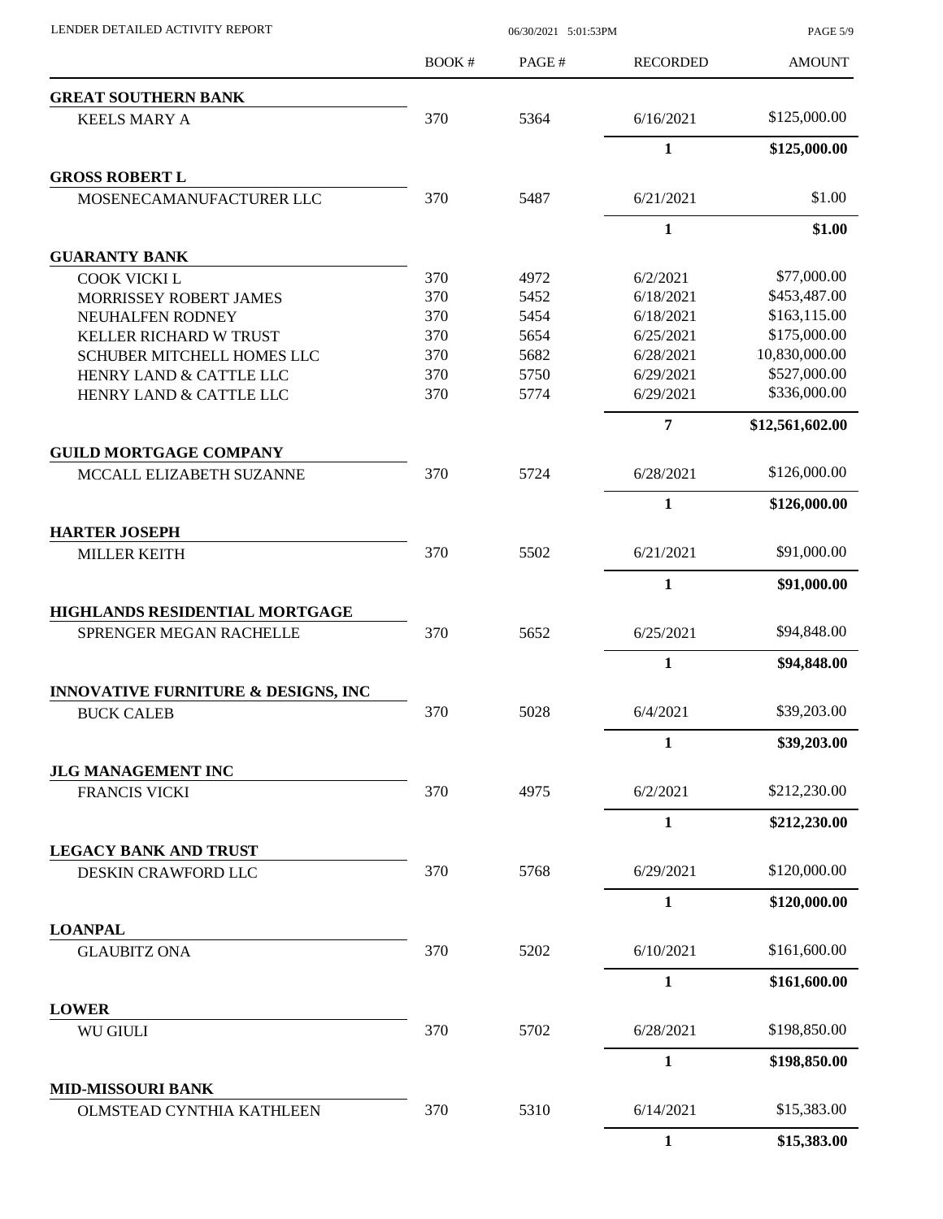| | BOOK # | PAGE # | RECORDED | AMOUNT |
|---|---|---|---|---|
| **GREAT SOUTHERN BANK** | | | | |
| KEELS MARY A | 370 | 5364 | 6/16/2021 | \$125,000.00 |
| | | | **1** | **\$125,000.00** |
| **GROSS ROBERT L** | | | | |
| MOSENECAMANUFACTURER LLC | 370 | 5487 | 6/21/2021 | \$1.00 |
| | | | **1** | **\$1.00** |
| **GUARANTY BANK** | | | | |
| COOK VICKI L | 370 | 4972 | 6/2/2021 | \$77,000.00 |
| MORRISSEY ROBERT JAMES | 370 | 5452 | 6/18/2021 | \$453,487.00 |
| NEUHALFEN RODNEY | 370 | 5454 | 6/18/2021 | \$163,115.00 |
| KELLER RICHARD W TRUST | 370 | 5654 | 6/25/2021 | \$175,000.00 |
| SCHUBER MITCHELL HOMES LLC | 370 | 5682 | 6/28/2021 | 10,830,000.00 |
| HENRY LAND & CATTLE LLC | 370 | 5750 | 6/29/2021 | \$527,000.00 |
| HENRY LAND & CATTLE LLC | 370 | 5774 | 6/29/2021 | \$336,000.00 |
| | | | **7** | **\$12,561,602.00** |
| **GUILD MORTGAGE COMPANY** | | | | |
| MCCALL ELIZABETH SUZANNE | 370 | 5724 | 6/28/2021 | \$126,000.00 |
| | | | **1** | **\$126,000.00** |
| **HARTER JOSEPH** | | | | |
| MILLER KEITH | 370 | 5502 | 6/21/2021 | \$91,000.00 |
| | | | **1** | **\$91,000.00** |
| **HIGHLANDS RESIDENTIAL MORTGAGE** | | | | |
| SPRENGER MEGAN RACHELLE | 370 | 5652 | 6/25/2021 | \$94,848.00 |
| | | | **1** | **\$94,848.00** |
| **INNOVATIVE FURNITURE & DESIGNS, INC** | | | | |
| BUCK CALEB | 370 | 5028 | 6/4/2021 | \$39,203.00 |
| | | | **1** | **\$39,203.00** |
| **JLG MANAGEMENT INC** | | | | |
| FRANCIS VICKI | 370 | 4975 | 6/2/2021 | \$212,230.00 |
| | | | **1** | **\$212,230.00** |
| **LEGACY BANK AND TRUST** | | | | |
| DESKIN CRAWFORD LLC | 370 | 5768 | 6/29/2021 | \$120,000.00 |
| | | | **1** | **\$120,000.00** |
| **LOANPAL** | | | | |
| GLAUBITZ ONA | 370 | 5202 | 6/10/2021 | \$161,600.00 |
| | | | **1** | **\$161,600.00** |
| **LOWER** | | | | |
| WU GIULI | 370 | 5702 | 6/28/2021 | \$198,850.00 |
| | | | **1** | **\$198,850.00** |
| **MID-MISSOURI BANK** | | | | |
| OLMSTEAD CYNTHIA KATHLEEN | 370 | 5310 | 6/14/2021 | \$15,383.00 |
| | | | **1** | **\$15,383.00** |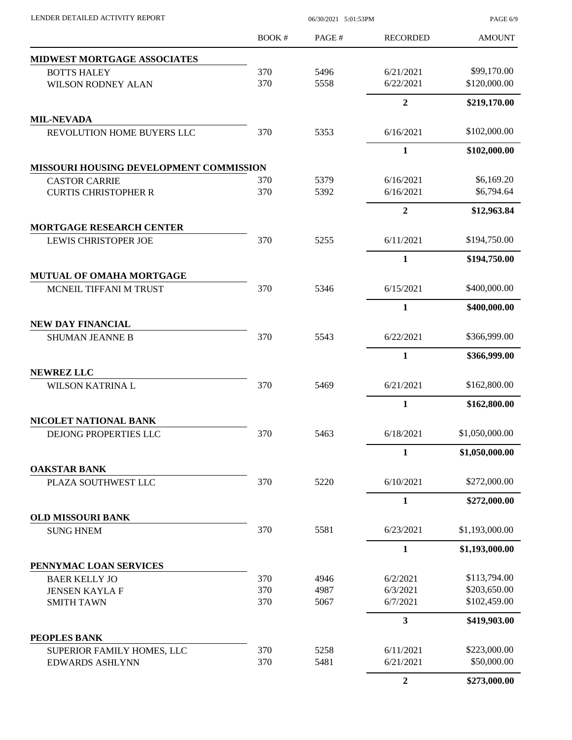| | BOOK # | PAGE # | RECORDED | AMOUNT |
|---|---|---|---|---|
| **MIDWEST MORTGAGE ASSOCIATES** | | | | |
| BOTTS HALEY | 370 | 5496 | 6/21/2021 | $99,170.00 |
| WILSON RODNEY ALAN | 370 | 5558 | 6/22/2021 | $120,000.00 |
| | | | **2** | **$219,170.00** |
| **MIL-NEVADA** | | | | |
| REVOLUTION HOME BUYERS LLC | 370 | 5353 | 6/16/2021 | $102,000.00 |
| | | | **1** | **$102,000.00** |
| **MISSOURI HOUSING DEVELOPMENT COMMISSION** | | | | |
| CASTOR CARRIE | 370 | 5379 | 6/16/2021 | $6,169.20 |
| CURTIS CHRISTOPHER R | 370 | 5392 | 6/16/2021 | $6,794.64 |
| | | | **2** | **$12,963.84** |
| **MORTGAGE RESEARCH CENTER** | | | | |
| LEWIS CHRISTOPER JOE | 370 | 5255 | 6/11/2021 | $194,750.00 |
| | | | **1** | **$194,750.00** |
| **MUTUAL OF OMAHA MORTGAGE** | | | | |
| MCNEIL TIFFANI M TRUST | 370 | 5346 | 6/15/2021 | $400,000.00 |
| | | | **1** | **$400,000.00** |
| **NEW DAY FINANCIAL** | | | | |
| SHUMAN JEANNE B | 370 | 5543 | 6/22/2021 | $366,999.00 |
| | | | **1** | **$366,999.00** |
| **NEWREZ LLC** | | | | |
| WILSON KATRINA L | 370 | 5469 | 6/21/2021 | $162,800.00 |
| | | | **1** | **$162,800.00** |
| **NICOLET NATIONAL BANK** | | | | |
| DEJONG PROPERTIES LLC | 370 | 5463 | 6/18/2021 | $1,050,000.00 |
| | | | **1** | **$1,050,000.00** |
| **OAKSTAR BANK** | | | | |
| PLAZA SOUTHWEST LLC | 370 | 5220 | 6/10/2021 | $272,000.00 |
| | | | **1** | **$272,000.00** |
| **OLD MISSOURI BANK** | | | | |
| SUNG HNEM | 370 | 5581 | 6/23/2021 | $1,193,000.00 |
| | | | **1** | **$1,193,000.00** |
| **PENNYMAC LOAN SERVICES** | | | | |
| BAER KELLY JO | 370 | 4946 | 6/2/2021 | $113,794.00 |
| JENSEN KAYLA F | 370 | 4987 | 6/3/2021 | $203,650.00 |
| SMITH TAWN | 370 | 5067 | 6/7/2021 | $102,459.00 |
| | | | **3** | **$419,903.00** |
| **PEOPLES BANK** | | | | |
| SUPERIOR FAMILY HOMES, LLC | 370 | 5258 | 6/11/2021 | $223,000.00 |
| EDWARDS ASHLYNN | 370 | 5481 | 6/21/2021 | $50,000.00 |
| | | | **2** | **$273,000.00** |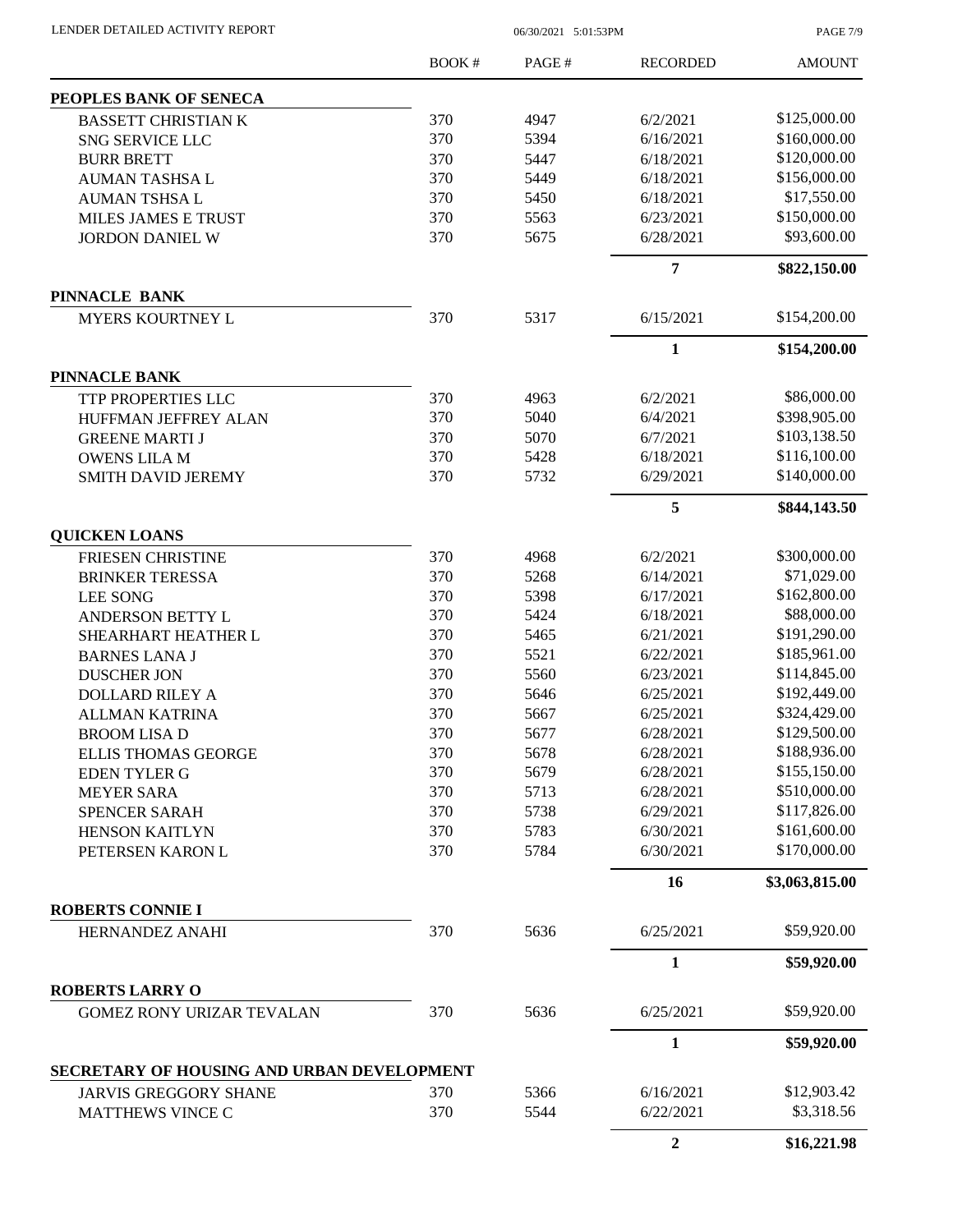LENDER DETAILED ACTIVITY REPORT

| | BOOK # | PAGE # | RECORDED | AMOUNT |
|---|---|---|---|---|
| **PEOPLES BANK OF SENECA** | | | | |
| BASSETT CHRISTIAN K | 370 | 4947 | 6/2/2021 | $125,000.00 |
| SNG SERVICE LLC | 370 | 5394 | 6/16/2021 | $160,000.00 |
| BURR BRETT | 370 | 5447 | 6/18/2021 | $120,000.00 |
| AUMAN TASHSA L | 370 | 5449 | 6/18/2021 | $156,000.00 |
| AUMAN TSHSA L | 370 | 5450 | 6/18/2021 | $17,550.00 |
| MILES JAMES E TRUST | 370 | 5563 | 6/23/2021 | $150,000.00 |
| JORDON DANIEL W | 370 | 5675 | 6/28/2021 | $93,600.00 |
| | | | **7** | **$822,150.00** |
| **PINNACLE BANK** | | | | |
| MYERS KOURTNEY L | 370 | 5317 | 6/15/2021 | $154,200.00 |
| | | | **1** | **$154,200.00** |
| **PINNACLE BANK** | | | | |
| TTP PROPERTIES LLC | 370 | 4963 | 6/2/2021 | $86,000.00 |
| HUFFMAN JEFFREY ALAN | 370 | 5040 | 6/4/2021 | $398,905.00 |
| GREENE MARTI J | 370 | 5070 | 6/7/2021 | $103,138.50 |
| OWENS LILA M | 370 | 5428 | 6/18/2021 | $116,100.00 |
| SMITH DAVID JEREMY | 370 | 5732 | 6/29/2021 | $140,000.00 |
| | | | **5** | **$844,143.50** |
| **QUICKEN LOANS** | | | | |
| FRIESEN CHRISTINE | 370 | 4968 | 6/2/2021 | $300,000.00 |
| BRINKER TERESSA | 370 | 5268 | 6/14/2021 | $71,029.00 |
| LEE SONG | 370 | 5398 | 6/17/2021 | $162,800.00 |
| ANDERSON BETTY L | 370 | 5424 | 6/18/2021 | $88,000.00 |
| SHEARHART HEATHER L | 370 | 5465 | 6/21/2021 | $191,290.00 |
| BARNES LANA J | 370 | 5521 | 6/22/2021 | $185,961.00 |
| DUSCHER JON | 370 | 5560 | 6/23/2021 | $114,845.00 |
| DOLLARD RILEY A | 370 | 5646 | 6/25/2021 | $192,449.00 |
| ALLMAN KATRINA | 370 | 5667 | 6/25/2021 | $324,429.00 |
| BROOM LISA D | 370 | 5677 | 6/28/2021 | $129,500.00 |
| ELLIS THOMAS GEORGE | 370 | 5678 | 6/28/2021 | $188,936.00 |
| EDEN TYLER G | 370 | 5679 | 6/28/2021 | $155,150.00 |
| MEYER SARA | 370 | 5713 | 6/28/2021 | $510,000.00 |
| SPENCER SARAH | 370 | 5738 | 6/29/2021 | $117,826.00 |
| HENSON KAITLYN | 370 | 5783 | 6/30/2021 | $161,600.00 |
| PETERSEN KARON L | 370 | 5784 | 6/30/2021 | $170,000.00 |
| | | | **16** | **$3,063,815.00** |
| **ROBERTS CONNIE I** | | | | |
| HERNANDEZ ANAHI | 370 | 5636 | 6/25/2021 | $59,920.00 |
| | | | **1** | **$59,920.00** |
| **ROBERTS LARRY O** | | | | |
| GOMEZ RONY URIZAR TEVALAN | 370 | 5636 | 6/25/2021 | $59,920.00 |
| | | | **1** | **$59,920.00** |
| **SECRETARY OF HOUSING AND URBAN DEVELOPMENT** | | | | |
| JARVIS GREGGORY SHANE | 370 | 5366 | 6/16/2021 | $12,903.42 |
| MATTHEWS VINCE C | 370 | 5544 | 6/22/2021 | $3,318.56 |
| | | | **2** | **$16,221.98** |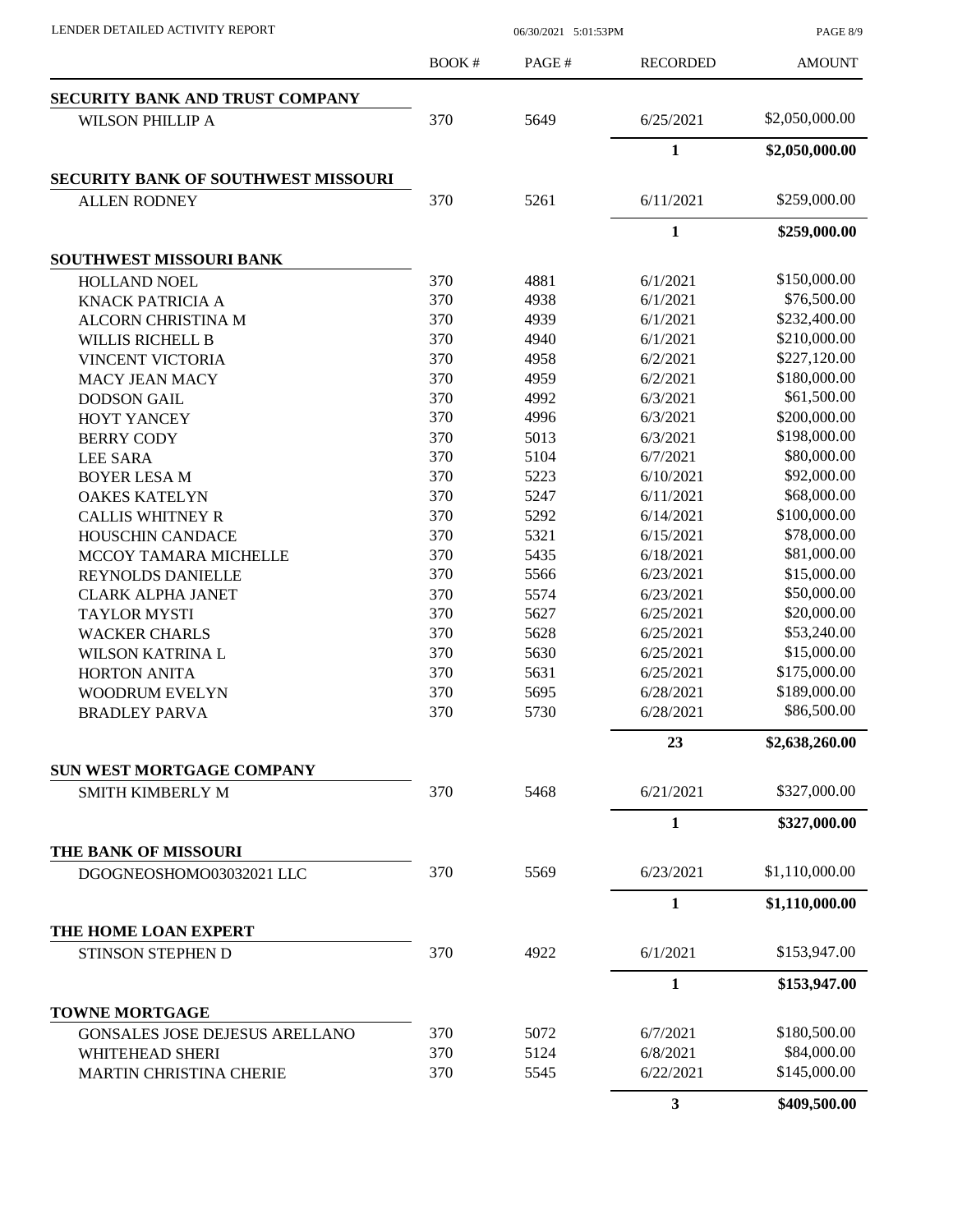LENDER DETAILED ACTIVITY REPORT

| | BOOK # | PAGE # | RECORDED | AMOUNT |
|---|---|---|---|---|
| **SECURITY BANK AND TRUST COMPANY** | | | | |
| WILSON PHILLIP A | 370 | 5649 | 6/25/2021 | \$2,050,000.00 |
| | | | **1** | **\$2,050,000.00** |
| **SECURITY BANK OF SOUTHWEST MISSOURI** | | | | |
| ALLEN RODNEY | 370 | 5261 | 6/11/2021 | \$259,000.00 |
| | | | **1** | **\$259,000.00** |
| **SOUTHWEST MISSOURI BANK** | | | | |
| HOLLAND NOEL | 370 | 4881 | 6/1/2021 | \$150,000.00 |
| KNACK PATRICIA A | 370 | 4938 | 6/1/2021 | \$76,500.00 |
| ALCORN CHRISTINA M | 370 | 4939 | 6/1/2021 | \$232,400.00 |
| WILLIS RICHELL B | 370 | 4940 | 6/1/2021 | \$210,000.00 |
| VINCENT VICTORIA | 370 | 4958 | 6/2/2021 | \$227,120.00 |
| MACY JEAN MACY | 370 | 4959 | 6/2/2021 | \$180,000.00 |
| DODSON GAIL | 370 | 4992 | 6/3/2021 | \$61,500.00 |
| HOYT YANCEY | 370 | 4996 | 6/3/2021 | \$200,000.00 |
| BERRY CODY | 370 | 5013 | 6/3/2021 | \$198,000.00 |
| LEE SARA | 370 | 5104 | 6/7/2021 | \$80,000.00 |
| BOYER LESA M | 370 | 5223 | 6/10/2021 | \$92,000.00 |
| OAKES KATELYN | 370 | 5247 | 6/11/2021 | \$68,000.00 |
| CALLIS WHITNEY R | 370 | 5292 | 6/14/2021 | \$100,000.00 |
| HOUSCHIN CANDACE | 370 | 5321 | 6/15/2021 | \$78,000.00 |
| MCCOY TAMARA MICHELLE | 370 | 5435 | 6/18/2021 | \$81,000.00 |
| REYNOLDS DANIELLE | 370 | 5566 | 6/23/2021 | \$15,000.00 |
| CLARK ALPHA JANET | 370 | 5574 | 6/23/2021 | \$50,000.00 |
| TAYLOR MYSTI | 370 | 5627 | 6/25/2021 | \$20,000.00 |
| WACKER CHARLS | 370 | 5628 | 6/25/2021 | \$53,240.00 |
| WILSON KATRINA L | 370 | 5630 | 6/25/2021 | \$15,000.00 |
| HORTON ANITA | 370 | 5631 | 6/25/2021 | \$175,000.00 |
| WOODRUM EVELYN | 370 | 5695 | 6/28/2021 | \$189,000.00 |
| BRADLEY PARVA | 370 | 5730 | 6/28/2021 | \$86,500.00 |
| | | | **23** | **\$2,638,260.00** |
| **SUN WEST MORTGAGE COMPANY** | | | | |
| SMITH KIMBERLY M | 370 | 5468 | 6/21/2021 | \$327,000.00 |
| | | | **1** | **\$327,000.00** |
| **THE BANK OF MISSOURI** | | | | |
| DGOGNEOSHOMO03032021 LLC | 370 | 5569 | 6/23/2021 | \$1,110,000.00 |
| | | | **1** | **\$1,110,000.00** |
| **THE HOME LOAN EXPERT** | | | | |
| STINSON STEPHEN D | 370 | 4922 | 6/1/2021 | \$153,947.00 |
| | | | **1** | **\$153,947.00** |
| **TOWNE MORTGAGE** | | | | |
| GONSALES JOSE DEJESUS ARELLANO | 370 | 5072 | 6/7/2021 | \$180,500.00 |
| WHITEHEAD SHERI | 370 | 5124 | 6/8/2021 | \$84,000.00 |
| MARTIN CHRISTINA CHERIE | 370 | 5545 | 6/22/2021 | \$145,000.00 |
| | | | **3** | **\$409,500.00** |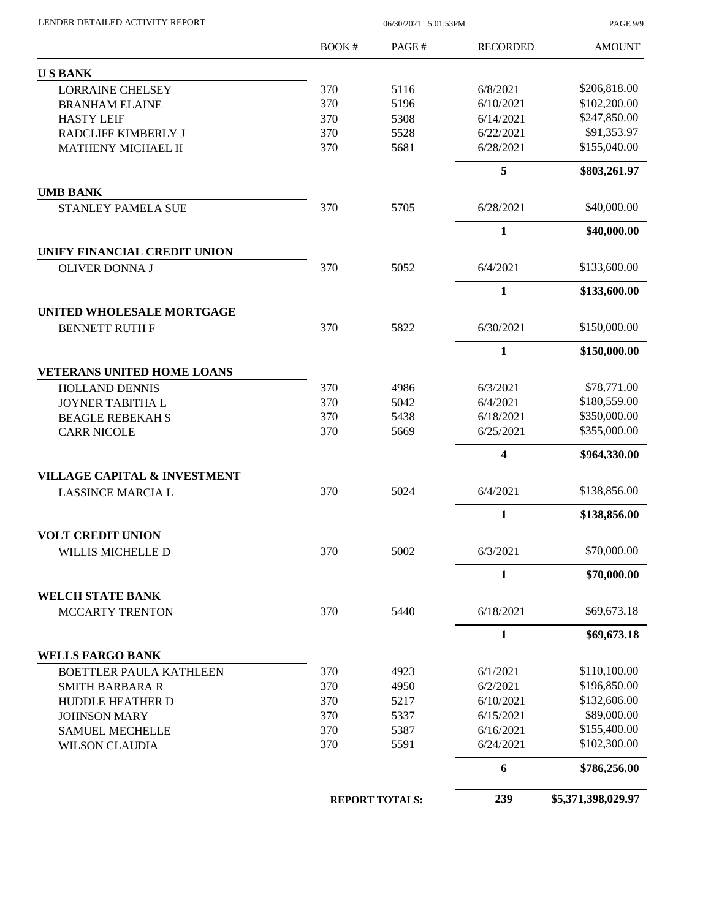| | BOOK # | PAGE # | RECORDED | AMOUNT |
|---|---|---|---|---|
| **U S BANK** | | | | |
| LORRAINE CHELSEY | 370 | 5116 | 6/8/2021 | \$206,818.00 |
| BRANHAM ELAINE | 370 | 5196 | 6/10/2021 | \$102,200.00 |
| HASTY LEIF | 370 | 5308 | 6/14/2021 | \$247,850.00 |
| RADCLIFF KIMBERLY J | 370 | 5528 | 6/22/2021 | \$91,353.97 |
| MATHENY MICHAEL II | 370 | 5681 | 6/28/2021 | \$155,040.00 |
| | | | **5** | **\$803,261.97** |
| **UMB BANK** | | | | |
| STANLEY PAMELA SUE | 370 | 5705 | 6/28/2021 | \$40,000.00 |
| | | | **1** | **\$40,000.00** |
| **UNIFY FINANCIAL CREDIT UNION** | | | | |
| OLIVER DONNA J | 370 | 5052 | 6/4/2021 | \$133,600.00 |
| | | | **1** | **\$133,600.00** |
| **UNITED WHOLESALE MORTGAGE** | | | | |
| BENNETT RUTH F | 370 | 5822 | 6/30/2021 | \$150,000.00 |
| | | | **1** | **\$150,000.00** |
| **VETERANS UNITED HOME LOANS** | | | | |
| HOLLAND DENNIS | 370 | 4986 | 6/3/2021 | \$78,771.00 |
| JOYNER TABITHA L | 370 | 5042 | 6/4/2021 | \$180,559.00 |
| BEAGLE REBEKAH S | 370 | 5438 | 6/18/2021 | \$350,000.00 |
| CARR NICOLE | 370 | 5669 | 6/25/2021 | \$355,000.00 |
| | | | **4** | **\$964,330.00** |
| **VILLAGE CAPITAL & INVESTMENT** | | | | |
| LASSINCE MARCIA L | 370 | 5024 | 6/4/2021 | \$138,856.00 |
| | | | **1** | **\$138,856.00** |
| **VOLT CREDIT UNION** | | | | |
| WILLIS MICHELLE D | 370 | 5002 | 6/3/2021 | \$70,000.00 |
| | | | **1** | **\$70,000.00** |
| **WELCH STATE BANK** | | | | |
| MCCARTY TRENTON | 370 | 5440 | 6/18/2021 | \$69,673.18 |
| | | | **1** | **\$69,673.18** |
| **WELLS FARGO BANK** | | | | |
| BOETTLER PAULA KATHLEEN | 370 | 4923 | 6/1/2021 | \$110,100.00 |
| SMITH BARBARA R | 370 | 4950 | 6/2/2021 | \$196,850.00 |
| HUDDLE HEATHER D | 370 | 5217 | 6/10/2021 | \$132,606.00 |
| JOHNSON MARY | 370 | 5337 | 6/15/2021 | \$89,000.00 |
| SAMUEL MECHELLE | 370 | 5387 | 6/16/2021 | \$155,400.00 |
| WILSON CLAUDIA | 370 | 5591 | 6/24/2021 | \$102,300.00 |
| | | | **6** | **\$786,256.00** |
| | **REPORT TOTALS:** | | **239** | **\$5,371,398,029.97** |